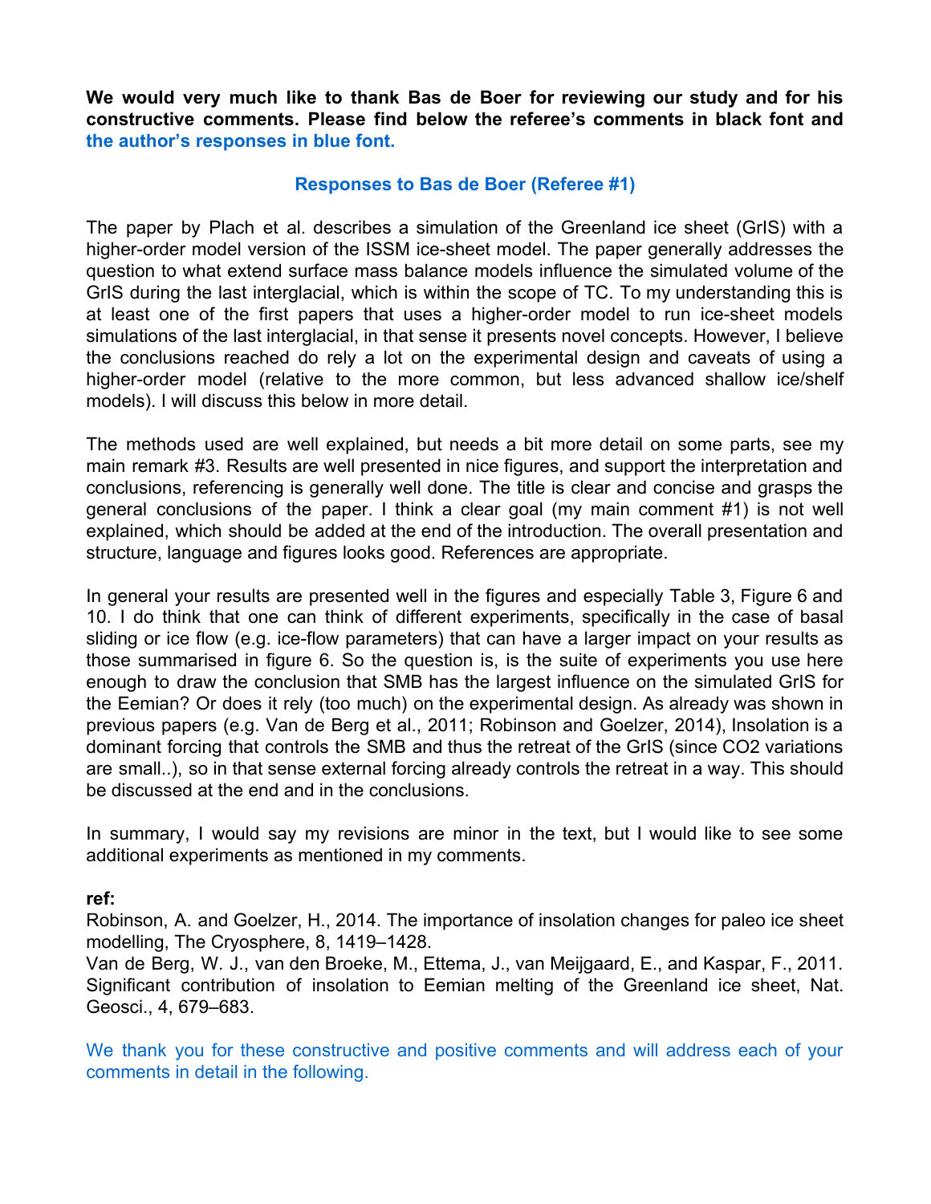**We would very much like to thank Bas de Boer for reviewing our study and for his constructive comments. Please find below the referee's comments in black font and the author's responses in blue font.**

## Responses to Bas de Boer (Referee #1)

The paper by Plach et al. describes a simulation of the Greenland ice sheet (GrIS) with a higher-order model version of the ISSM ice-sheet model. The paper generally addresses the question to what extend surface mass balance models influence the simulated volume of the GrIS during the last interglacial, which is within the scope of TC. To my understanding this is at least one of the first papers that uses a higher-order model to run ice-sheet models simulations of the last interglacial, in that sense it presents novel concepts. However, I believe the conclusions reached do rely a lot on the experimental design and caveats of using a higher-order model (relative to the more common, but less advanced shallow ice/shelf models). I will discuss this below in more detail.

The methods used are well explained, but needs a bit more detail on some parts, see my main remark #3. Results are well presented in nice figures, and support the interpretation and conclusions, referencing is generally well done. The title is clear and concise and grasps the general conclusions of the paper. I think a clear goal (my main comment #1) is not well explained, which should be added at the end of the introduction. The overall presentation and structure, language and figures looks good. References are appropriate.

In general your results are presented well in the figures and especially Table 3, Figure 6 and 10. I do think that one can think of different experiments, specifically in the case of basal sliding or ice flow (e.g. ice-flow parameters) that can have a larger impact on your results as those summarised in figure 6. So the question is, is the suite of experiments you use here enough to draw the conclusion that SMB has the largest influence on the simulated GrIS for the Eemian? Or does it rely (too much) on the experimental design. As already was shown in previous papers (e.g. Van de Berg et al., 2011; Robinson and Goelzer, 2014), Insolation is a dominant forcing that controls the SMB and thus the retreat of the GrIS (since CO2 variations are small..), so in that sense external forcing already controls the retreat in a way. This should be discussed at the end and in the conclusions.

In summary, I would say my revisions are minor in the text, but I would like to see some additional experiments as mentioned in my comments.

**ref:**

Robinson, A. and Goelzer, H., 2014. The importance of insolation changes for paleo ice sheet modelling, The Cryosphere, 8, 1419–1428.

Van de Berg, W. J., van den Broeke, M., Ettema, J., van Meijgaard, E., and Kaspar, F., 2011. Significant contribution of insolation to Eemian melting of the Greenland ice sheet, Nat. Geosci., 4, 679–683.

We thank you for these constructive and positive comments and will address each of your comments in detail in the following.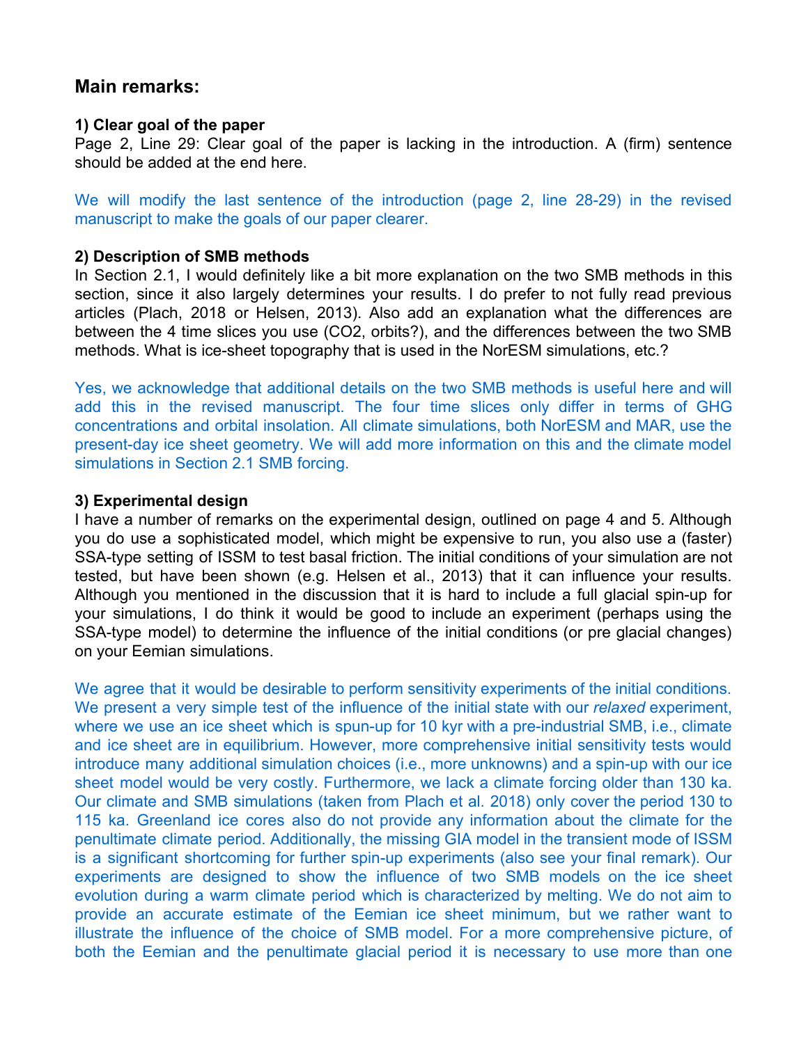## Main remarks:

**1) Clear goal of the paper**

Page 2, Line 29: Clear goal of the paper is lacking in the introduction. A (firm) sentence should be added at the end here.

We will modify the last sentence of the introduction (page 2, line 28-29) in the revised manuscript to make the goals of our paper clearer.

**2) Description of SMB methods**

In Section 2.1, I would definitely like a bit more explanation on the two SMB methods in this section, since it also largely determines your results. I do prefer to not fully read previous articles (Plach, 2018 or Helsen, 2013). Also add an explanation what the differences are between the 4 time slices you use (CO2, orbits?), and the differences between the two SMB methods. What is ice-sheet topography that is used in the NorESM simulations, etc.?

Yes, we acknowledge that additional details on the two SMB methods is useful here and will add this in the revised manuscript. The four time slices only differ in terms of GHG concentrations and orbital insolation. All climate simulations, both NorESM and MAR, use the present-day ice sheet geometry. We will add more information on this and the climate model simulations in Section 2.1 SMB forcing.

**3) Experimental design**

I have a number of remarks on the experimental design, outlined on page 4 and 5. Although you do use a sophisticated model, which might be expensive to run, you also use a (faster) SSA-type setting of ISSM to test basal friction. The initial conditions of your simulation are not tested, but have been shown (e.g. Helsen et al., 2013) that it can influence your results. Although you mentioned in the discussion that it is hard to include a full glacial spin-up for your simulations, I do think it would be good to include an experiment (perhaps using the SSA-type model) to determine the influence of the initial conditions (or pre glacial changes) on your Eemian simulations.

We agree that it would be desirable to perform sensitivity experiments of the initial conditions. We present a very simple test of the influence of the initial state with our *relaxed* experiment, where we use an ice sheet which is spun-up for 10 kyr with a pre-industrial SMB, i.e., climate and ice sheet are in equilibrium. However, more comprehensive initial sensitivity tests would introduce many additional simulation choices (i.e., more unknowns) and a spin-up with our ice sheet model would be very costly. Furthermore, we lack a climate forcing older than 130 ka. Our climate and SMB simulations (taken from Plach et al. 2018) only cover the period 130 to 115 ka. Greenland ice cores also do not provide any information about the climate for the penultimate climate period. Additionally, the missing GIA model in the transient mode of ISSM is a significant shortcoming for further spin-up experiments (also see your final remark). Our experiments are designed to show the influence of two SMB models on the ice sheet evolution during a warm climate period which is characterized by melting. We do not aim to provide an accurate estimate of the Eemian ice sheet minimum, but we rather want to illustrate the influence of the choice of SMB model. For a more comprehensive picture, of both the Eemian and the penultimate glacial period it is necessary to use more than one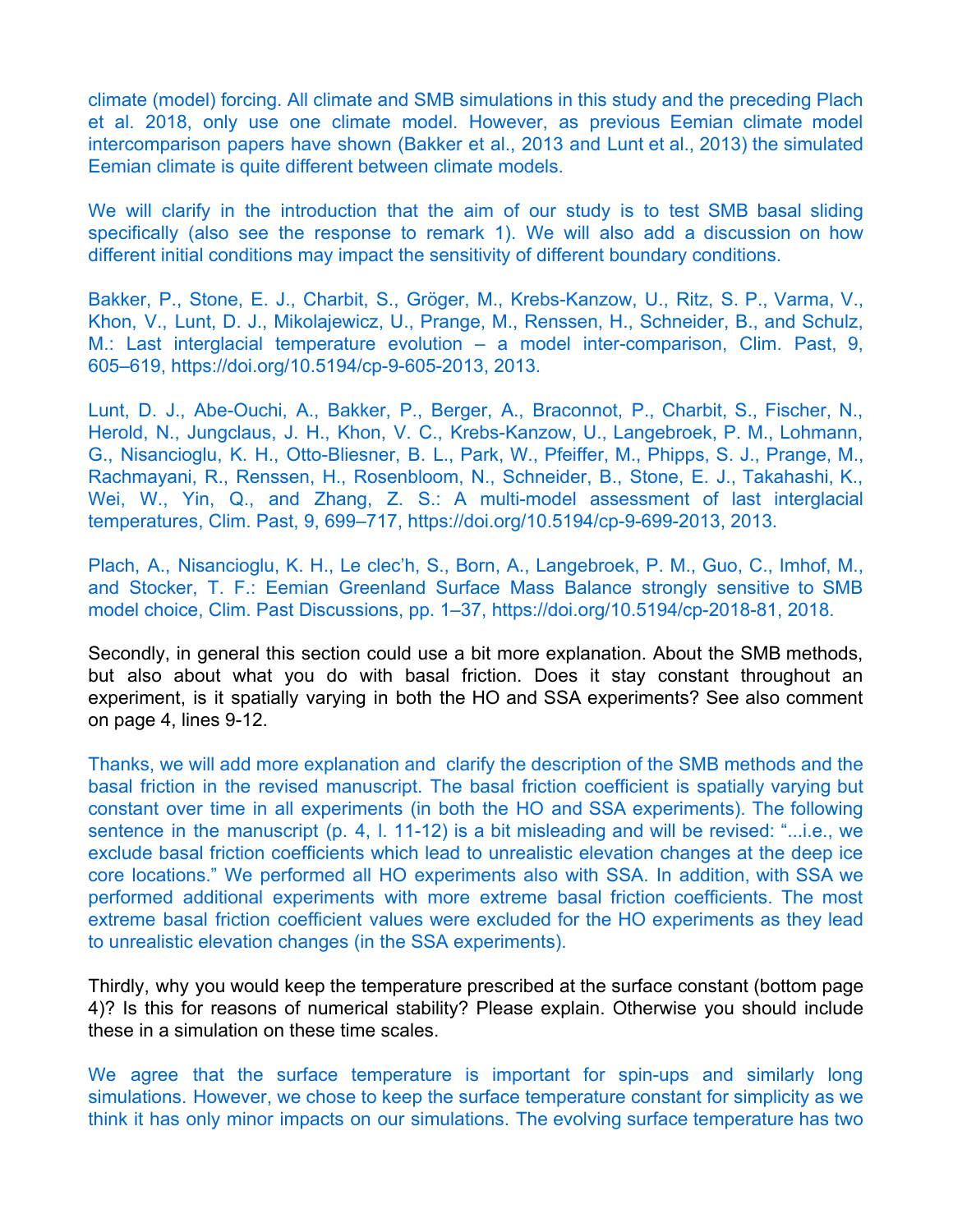climate (model) forcing. All climate and SMB simulations in this study and the preceding Plach et al. 2018, only use one climate model. However, as previous Eemian climate model intercomparison papers have shown (Bakker et al., 2013 and Lunt et al., 2013) the simulated Eemian climate is quite different between climate models.

We will clarify in the introduction that the aim of our study is to test SMB basal sliding specifically (also see the response to remark 1). We will also add a discussion on how different initial conditions may impact the sensitivity of different boundary conditions.

Bakker, P., Stone, E. J., Charbit, S., Gröger, M., Krebs-Kanzow, U., Ritz, S. P., Varma, V., Khon, V., Lunt, D. J., Mikolajewicz, U., Prange, M., Renssen, H., Schneider, B., and Schulz, M.: Last interglacial temperature evolution – a model inter-comparison, Clim. Past, 9, 605–619, https://doi.org/10.5194/cp-9-605-2013, 2013.

Lunt, D. J., Abe-Ouchi, A., Bakker, P., Berger, A., Braconnot, P., Charbit, S., Fischer, N., Herold, N., Jungclaus, J. H., Khon, V. C., Krebs-Kanzow, U., Langebroek, P. M., Lohmann, G., Nisancioglu, K. H., Otto-Bliesner, B. L., Park, W., Pfeiffer, M., Phipps, S. J., Prange, M., Rachmayani, R., Renssen, H., Rosenbloom, N., Schneider, B., Stone, E. J., Takahashi, K., Wei, W., Yin, Q., and Zhang, Z. S.: A multi-model assessment of last interglacial temperatures, Clim. Past, 9, 699–717, https://doi.org/10.5194/cp-9-699-2013, 2013.

Plach, A., Nisancioglu, K. H., Le clec'h, S., Born, A., Langebroek, P. M., Guo, C., Imhof, M., and Stocker, T. F.: Eemian Greenland Surface Mass Balance strongly sensitive to SMB model choice, Clim. Past Discussions, pp. 1–37, https://doi.org/10.5194/cp-2018-81, 2018.

Secondly, in general this section could use a bit more explanation. About the SMB methods, but also about what you do with basal friction. Does it stay constant throughout an experiment, is it spatially varying in both the HO and SSA experiments? See also comment on page 4, lines 9-12.

Thanks, we will add more explanation and clarify the description of the SMB methods and the basal friction in the revised manuscript. The basal friction coefficient is spatially varying but constant over time in all experiments (in both the HO and SSA experiments). The following sentence in the manuscript (p. 4, l. 11-12) is a bit misleading and will be revised: "...i.e., we exclude basal friction coefficients which lead to unrealistic elevation changes at the deep ice core locations." We performed all HO experiments also with SSA. In addition, with SSA we performed additional experiments with more extreme basal friction coefficients. The most extreme basal friction coefficient values were excluded for the HO experiments as they lead to unrealistic elevation changes (in the SSA experiments).

Thirdly, why you would keep the temperature prescribed at the surface constant (bottom page 4)? Is this for reasons of numerical stability? Please explain. Otherwise you should include these in a simulation on these time scales.

We agree that the surface temperature is important for spin-ups and similarly long simulations. However, we chose to keep the surface temperature constant for simplicity as we think it has only minor impacts on our simulations. The evolving surface temperature has two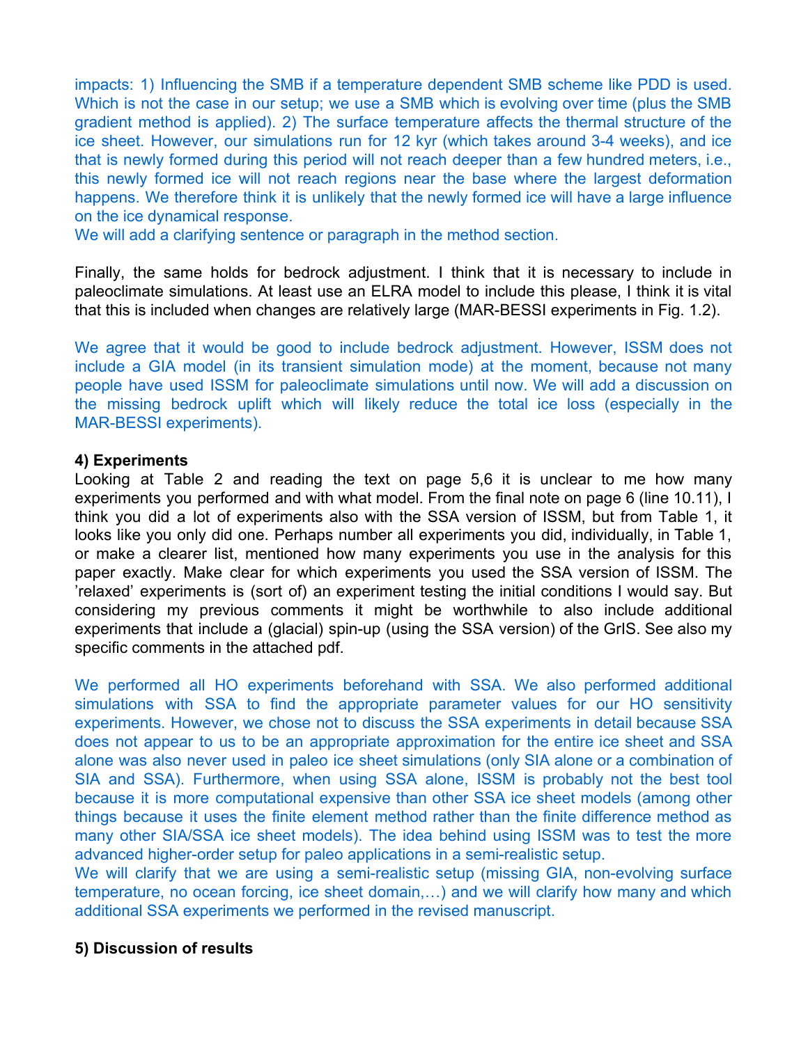impacts: 1) Influencing the SMB if a temperature dependent SMB scheme like PDD is used. Which is not the case in our setup; we use a SMB which is evolving over time (plus the SMB gradient method is applied). 2) The surface temperature affects the thermal structure of the ice sheet. However, our simulations run for 12 kyr (which takes around 3-4 weeks), and ice that is newly formed during this period will not reach deeper than a few hundred meters, i.e., this newly formed ice will not reach regions near the base where the largest deformation happens. We therefore think it is unlikely that the newly formed ice will have a large influence on the ice dynamical response.
We will add a clarifying sentence or paragraph in the method section.

Finally, the same holds for bedrock adjustment. I think that it is necessary to include in paleoclimate simulations. At least use an ELRA model to include this please, I think it is vital that this is included when changes are relatively large (MAR-BESSI experiments in Fig. 1.2).

We agree that it would be good to include bedrock adjustment. However, ISSM does not include a GIA model (in its transient simulation mode) at the moment, because not many people have used ISSM for paleoclimate simulations until now. We will add a discussion on the missing bedrock uplift which will likely reduce the total ice loss (especially in the MAR-BESSI experiments).

**4) Experiments**

Looking at Table 2 and reading the text on page 5,6 it is unclear to me how many experiments you performed and with what model. From the final note on page 6 (line 10.11), I think you did a lot of experiments also with the SSA version of ISSM, but from Table 1, it looks like you only did one. Perhaps number all experiments you did, individually, in Table 1, or make a clearer list, mentioned how many experiments you use in the analysis for this paper exactly. Make clear for which experiments you used the SSA version of ISSM. The 'relaxed' experiments is (sort of) an experiment testing the initial conditions I would say. But considering my previous comments it might be worthwhile to also include additional experiments that include a (glacial) spin-up (using the SSA version) of the GrIS. See also my specific comments in the attached pdf.

We performed all HO experiments beforehand with SSA. We also performed additional simulations with SSA to find the appropriate parameter values for our HO sensitivity experiments. However, we chose not to discuss the SSA experiments in detail because SSA does not appear to us to be an appropriate approximation for the entire ice sheet and SSA alone was also never used in paleo ice sheet simulations (only SIA alone or a combination of SIA and SSA). Furthermore, when using SSA alone, ISSM is probably not the best tool because it is more computational expensive than other SSA ice sheet models (among other things because it uses the finite element method rather than the finite difference method as many other SIA/SSA ice sheet models). The idea behind using ISSM was to test the more advanced higher-order setup for paleo applications in a semi-realistic setup.
We will clarify that we are using a semi-realistic setup (missing GIA, non-evolving surface temperature, no ocean forcing, ice sheet domain,…) and we will clarify how many and which additional SSA experiments we performed in the revised manuscript.

**5) Discussion of results**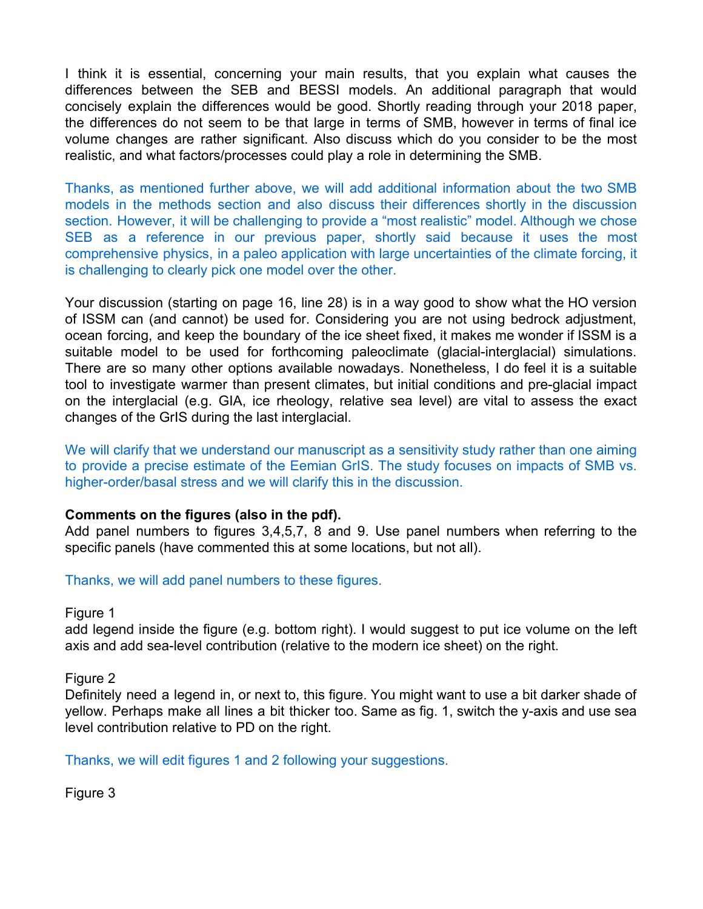I think it is essential, concerning your main results, that you explain what causes the differences between the SEB and BESSI models. An additional paragraph that would concisely explain the differences would be good. Shortly reading through your 2018 paper, the differences do not seem to be that large in terms of SMB, however in terms of final ice volume changes are rather significant. Also discuss which do you consider to be the most realistic, and what factors/processes could play a role in determining the SMB.

Thanks, as mentioned further above, we will add additional information about the two SMB models in the methods section and also discuss their differences shortly in the discussion section. However, it will be challenging to provide a "most realistic" model. Although we chose SEB as a reference in our previous paper, shortly said because it uses the most comprehensive physics, in a paleo application with large uncertainties of the climate forcing, it is challenging to clearly pick one model over the other.

Your discussion (starting on page 16, line 28) is in a way good to show what the HO version of ISSM can (and cannot) be used for. Considering you are not using bedrock adjustment, ocean forcing, and keep the boundary of the ice sheet fixed, it makes me wonder if ISSM is a suitable model to be used for forthcoming paleoclimate (glacial-interglacial) simulations. There are so many other options available nowadays. Nonetheless, I do feel it is a suitable tool to investigate warmer than present climates, but initial conditions and pre-glacial impact on the interglacial (e.g. GIA, ice rheology, relative sea level) are vital to assess the exact changes of the GrIS during the last interglacial.

We will clarify that we understand our manuscript as a sensitivity study rather than one aiming to provide a precise estimate of the Eemian GrIS. The study focuses on impacts of SMB vs. higher-order/basal stress and we will clarify this in the discussion.

**Comments on the figures (also in the pdf).**
Add panel numbers to figures 3,4,5,7, 8 and 9. Use panel numbers when referring to the specific panels (have commented this at some locations, but not all).

Thanks, we will add panel numbers to these figures.

Figure 1
add legend inside the figure (e.g. bottom right). I would suggest to put ice volume on the left axis and add sea-level contribution (relative to the modern ice sheet) on the right.

Figure 2
Definitely need a legend in, or next to, this figure. You might want to use a bit darker shade of yellow. Perhaps make all lines a bit thicker too. Same as fig. 1, switch the y-axis and use sea level contribution relative to PD on the right.

Thanks, we will edit figures 1 and 2 following your suggestions.

Figure 3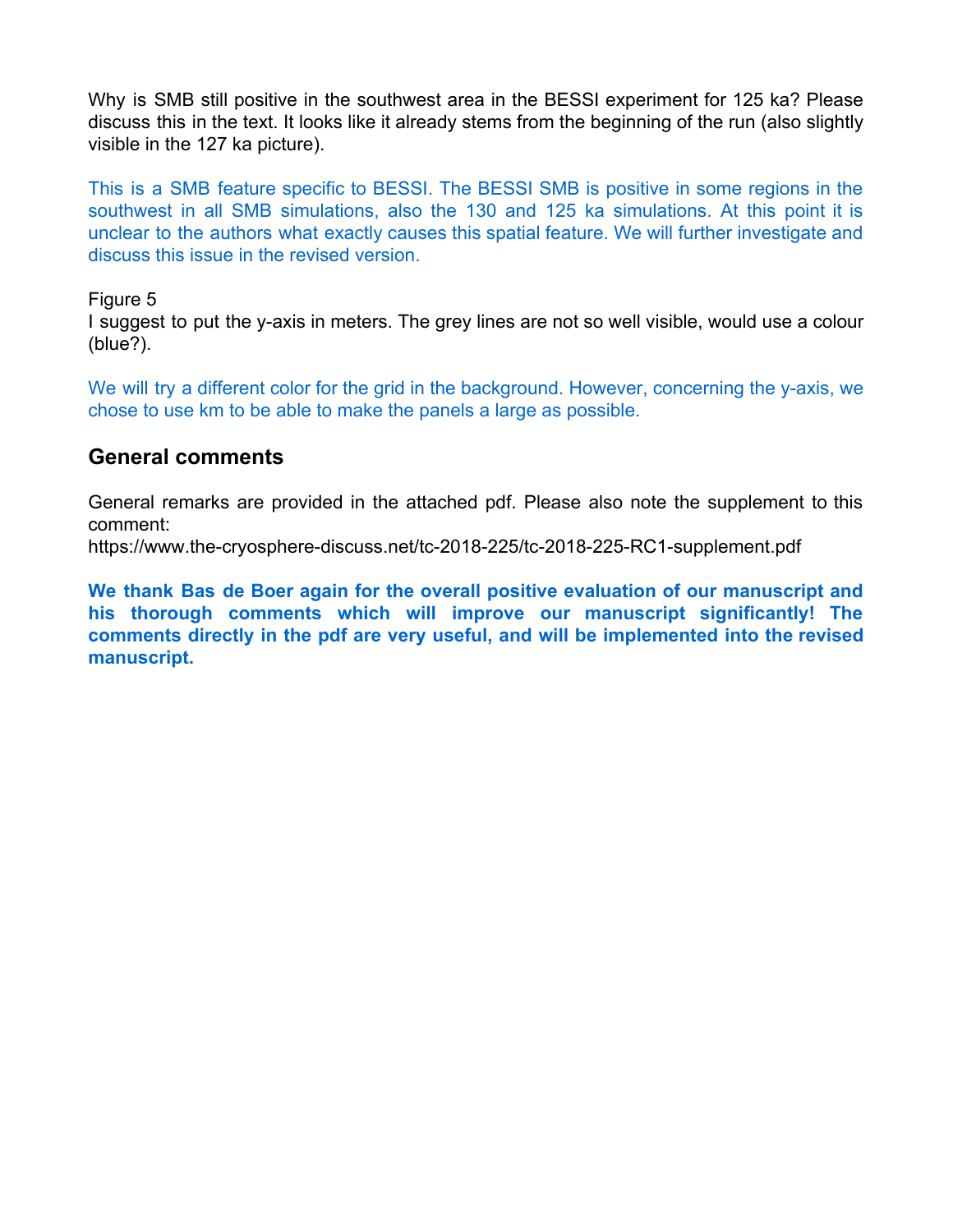Why is SMB still positive in the southwest area in the BESSI experiment for 125 ka? Please discuss this in the text. It looks like it already stems from the beginning of the run (also slightly visible in the 127 ka picture).

This is a SMB feature specific to BESSI. The BESSI SMB is positive in some regions in the southwest in all SMB simulations, also the 130 and 125 ka simulations. At this point it is unclear to the authors what exactly causes this spatial feature. We will further investigate and discuss this issue in the revised version.

Figure 5

I suggest to put the y-axis in meters. The grey lines are not so well visible, would use a colour (blue?).

We will try a different color for the grid in the background. However, concerning the y-axis, we chose to use km to be able to make the panels a large as possible.

## General comments

General remarks are provided in the attached pdf. Please also note the supplement to this comment:
https://www.the-cryosphere-discuss.net/tc-2018-225/tc-2018-225-RC1-supplement.pdf

**We thank Bas de Boer again for the overall positive evaluation of our manuscript and his thorough comments which will improve our manuscript significantly! The comments directly in the pdf are very useful, and will be implemented into the revised manuscript.**